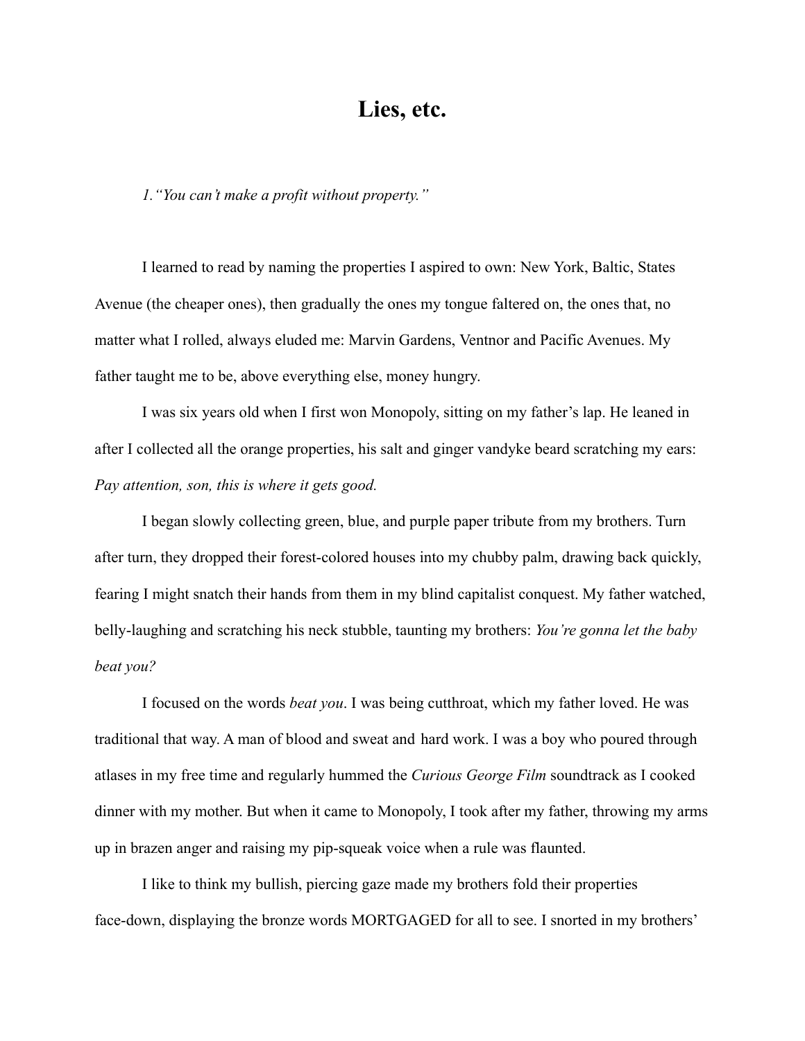# Lies, etc.

*1."You can't make a profit without property."*

I learned to read by naming the properties I aspired to own: New York, Baltic, States Avenue (the cheaper ones), then gradually the ones my tongue faltered on, the ones that, no matter what I rolled, always eluded me: Marvin Gardens, Ventnor and Pacific Avenues. My father taught me to be, above everything else, money hungry.

I was six years old when I first won Monopoly, sitting on my father's lap. He leaned in after I collected all the orange properties, his salt and ginger vandyke beard scratching my ears: *Pay attention, son, this is where it gets good.*

I began slowly collecting green, blue, and purple paper tribute from my brothers. Turn after turn, they dropped their forest-colored houses into my chubby palm, drawing back quickly, fearing I might snatch their hands from them in my blind capitalist conquest. My father watched, belly-laughing and scratching his neck stubble, taunting my brothers: *You're gonna let the baby beat you?*

I focused on the words *beat you*. I was being cutthroat, which my father loved. He was traditional that way. A man of blood and sweat and hard work. I was a boy who poured through atlases in my free time and regularly hummed the *Curious George Film* soundtrack as I cooked dinner with my mother. But when it came to Monopoly, I took after my father, throwing my arms up in brazen anger and raising my pip-squeak voice when a rule was flaunted.

I like to think my bullish, piercing gaze made my brothers fold their properties face-down, displaying the bronze words MORTGAGED for all to see. I snorted in my brothers'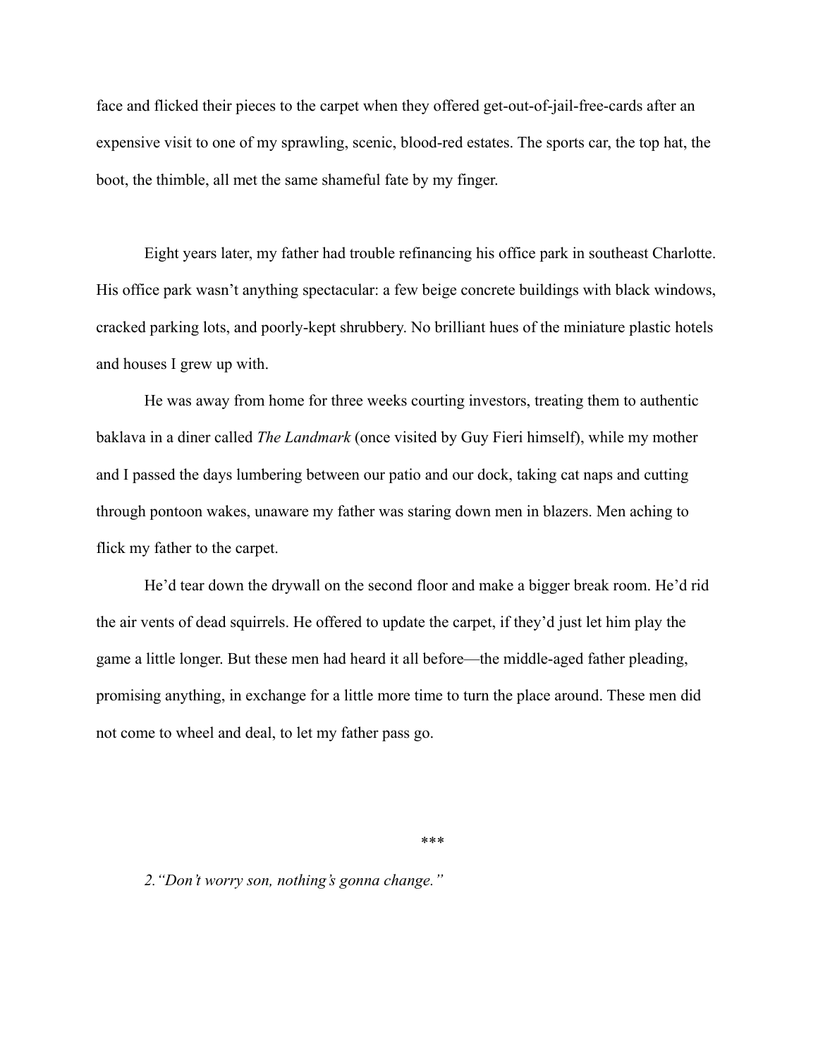face and flicked their pieces to the carpet when they offered get-out-of-jail-free-cards after an expensive visit to one of my sprawling, scenic, blood-red estates. The sports car, the top hat, the boot, the thimble, all met the same shameful fate by my finger.

Eight years later, my father had trouble refinancing his office park in southeast Charlotte. His office park wasn't anything spectacular: a few beige concrete buildings with black windows, cracked parking lots, and poorly-kept shrubbery. No brilliant hues of the miniature plastic hotels and houses I grew up with.

He was away from home for three weeks courting investors, treating them to authentic baklava in a diner called *The Landmark* (once visited by Guy Fieri himself), while my mother and I passed the days lumbering between our patio and our dock, taking cat naps and cutting through pontoon wakes, unaware my father was staring down men in blazers. Men aching to flick my father to the carpet.

He'd tear down the drywall on the second floor and make a bigger break room. He'd rid the air vents of dead squirrels. He offered to update the carpet, if they'd just let him play the game a little longer. But these men had heard it all before—the middle-aged father pleading, promising anything, in exchange for a little more time to turn the place around. These men did not come to wheel and deal, to let my father pass go.

***

*2."Don't worry son, nothing's gonna change."*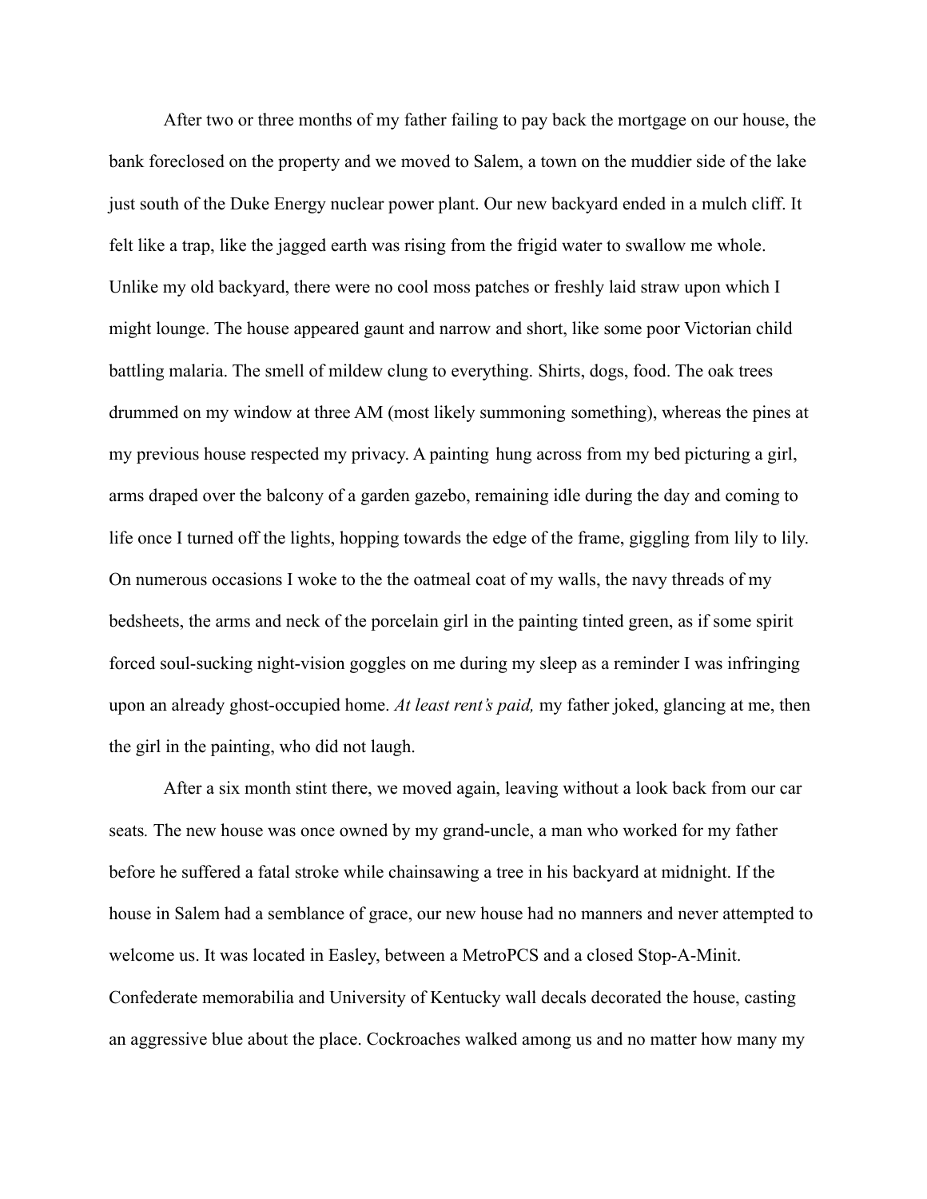After two or three months of my father failing to pay back the mortgage on our house, the bank foreclosed on the property and we moved to Salem, a town on the muddier side of the lake just south of the Duke Energy nuclear power plant. Our new backyard ended in a mulch cliff. It felt like a trap, like the jagged earth was rising from the frigid water to swallow me whole. Unlike my old backyard, there were no cool moss patches or freshly laid straw upon which I might lounge. The house appeared gaunt and narrow and short, like some poor Victorian child battling malaria. The smell of mildew clung to everything. Shirts, dogs, food. The oak trees drummed on my window at three AM (most likely summoning something), whereas the pines at my previous house respected my privacy. A painting hung across from my bed picturing a girl, arms draped over the balcony of a garden gazebo, remaining idle during the day and coming to life once I turned off the lights, hopping towards the edge of the frame, giggling from lily to lily. On numerous occasions I woke to the the oatmeal coat of my walls, the navy threads of my bedsheets, the arms and neck of the porcelain girl in the painting tinted green, as if some spirit forced soul-sucking night-vision goggles on me during my sleep as a reminder I was infringing upon an already ghost-occupied home. *At least rent's paid,* my father joked, glancing at me, then the girl in the painting, who did not laugh.

After a six month stint there, we moved again, leaving without a look back from our car seats*.* The new house was once owned by my grand-uncle, a man who worked for my father before he suffered a fatal stroke while chainsawing a tree in his backyard at midnight. If the house in Salem had a semblance of grace, our new house had no manners and never attempted to welcome us. It was located in Easley, between a MetroPCS and a closed Stop-A-Minit. Confederate memorabilia and University of Kentucky wall decals decorated the house, casting an aggressive blue about the place. Cockroaches walked among us and no matter how many my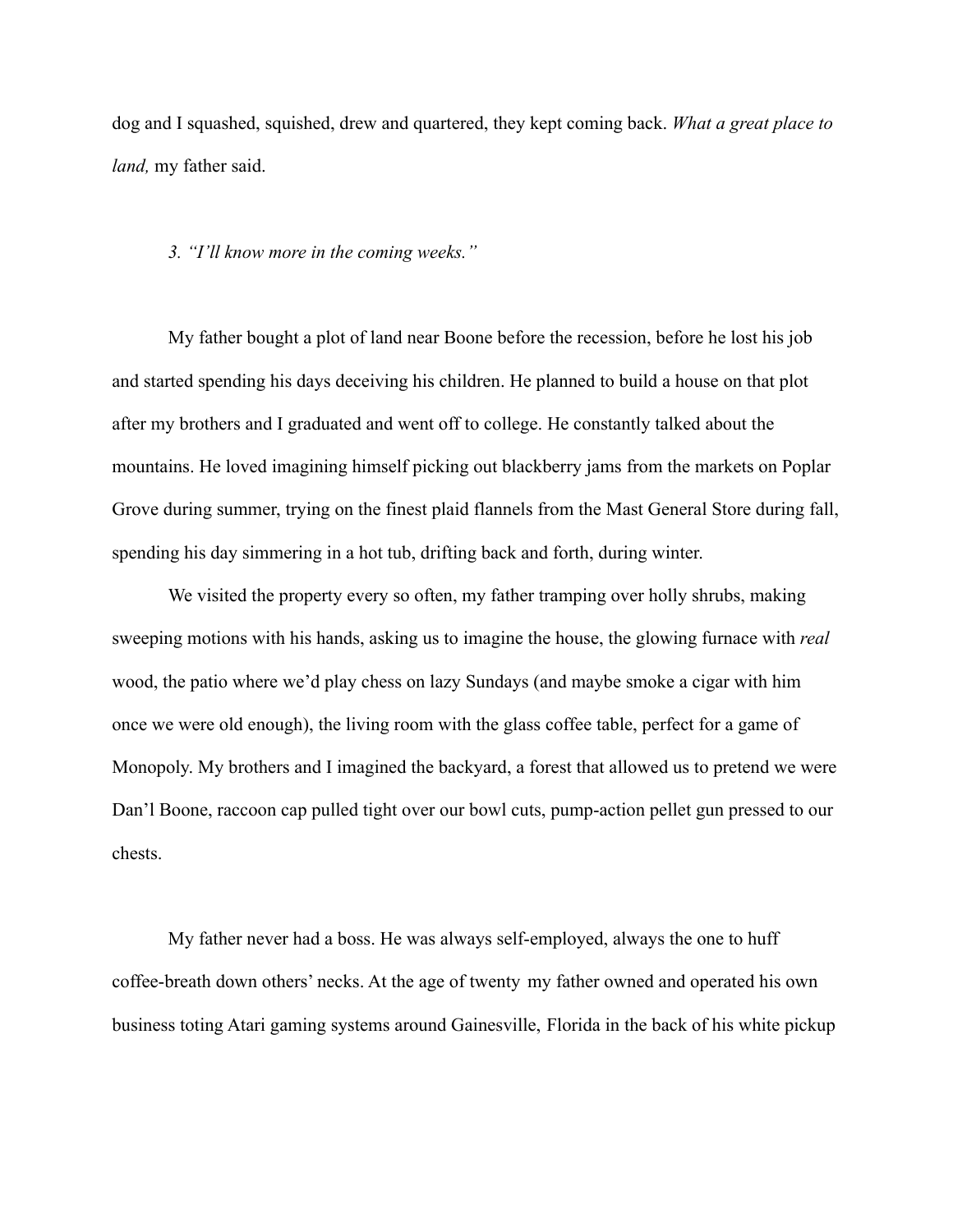dog and I squashed, squished, drew and quartered, they kept coming back. *What a great place to land,* my father said.

*3. "I'll know more in the coming weeks."*

My father bought a plot of land near Boone before the recession, before he lost his job and started spending his days deceiving his children. He planned to build a house on that plot after my brothers and I graduated and went off to college. He constantly talked about the mountains. He loved imagining himself picking out blackberry jams from the markets on Poplar Grove during summer, trying on the finest plaid flannels from the Mast General Store during fall, spending his day simmering in a hot tub, drifting back and forth, during winter.

We visited the property every so often, my father tramping over holly shrubs, making sweeping motions with his hands, asking us to imagine the house, the glowing furnace with *real* wood, the patio where we'd play chess on lazy Sundays (and maybe smoke a cigar with him once we were old enough), the living room with the glass coffee table, perfect for a game of Monopoly. My brothers and I imagined the backyard, a forest that allowed us to pretend we were Dan'l Boone, raccoon cap pulled tight over our bowl cuts, pump-action pellet gun pressed to our chests.

My father never had a boss. He was always self-employed, always the one to huff coffee-breath down others' necks. At the age of twenty my father owned and operated his own business toting Atari gaming systems around Gainesville, Florida in the back of his white pickup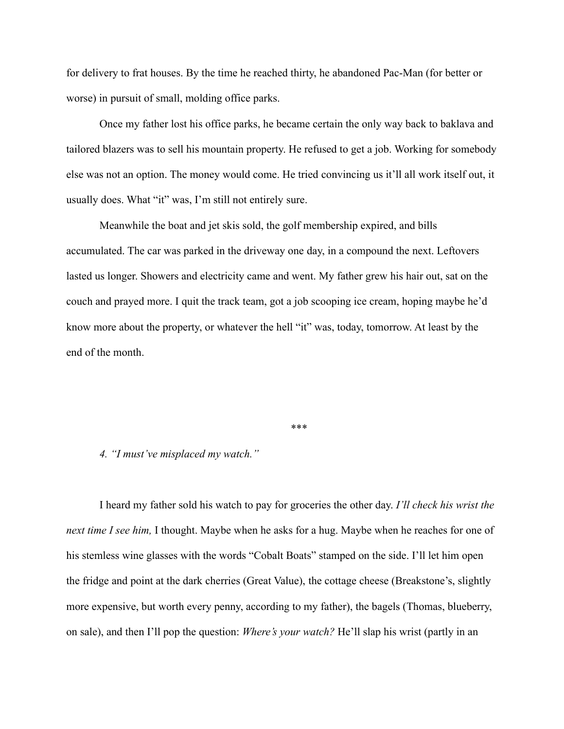for delivery to frat houses. By the time he reached thirty, he abandoned Pac-Man (for better or worse) in pursuit of small, molding office parks.

Once my father lost his office parks, he became certain the only way back to baklava and tailored blazers was to sell his mountain property. He refused to get a job. Working for somebody else was not an option. The money would come. He tried convincing us it'll all work itself out, it usually does. What "it" was, I'm still not entirely sure.

Meanwhile the boat and jet skis sold, the golf membership expired, and bills accumulated. The car was parked in the driveway one day, in a compound the next. Leftovers lasted us longer. Showers and electricity came and went. My father grew his hair out, sat on the couch and prayed more. I quit the track team, got a job scooping ice cream, hoping maybe he'd know more about the property, or whatever the hell "it" was, today, tomorrow. At least by the end of the month.

***

*4. "I must've misplaced my watch."*

I heard my father sold his watch to pay for groceries the other day. *I'll check his wrist the next time I see him,* I thought. Maybe when he asks for a hug. Maybe when he reaches for one of his stemless wine glasses with the words "Cobalt Boats" stamped on the side. I'll let him open the fridge and point at the dark cherries (Great Value), the cottage cheese (Breakstone's, slightly more expensive, but worth every penny, according to my father), the bagels (Thomas, blueberry, on sale), and then I'll pop the question: *Where's your watch?* He'll slap his wrist (partly in an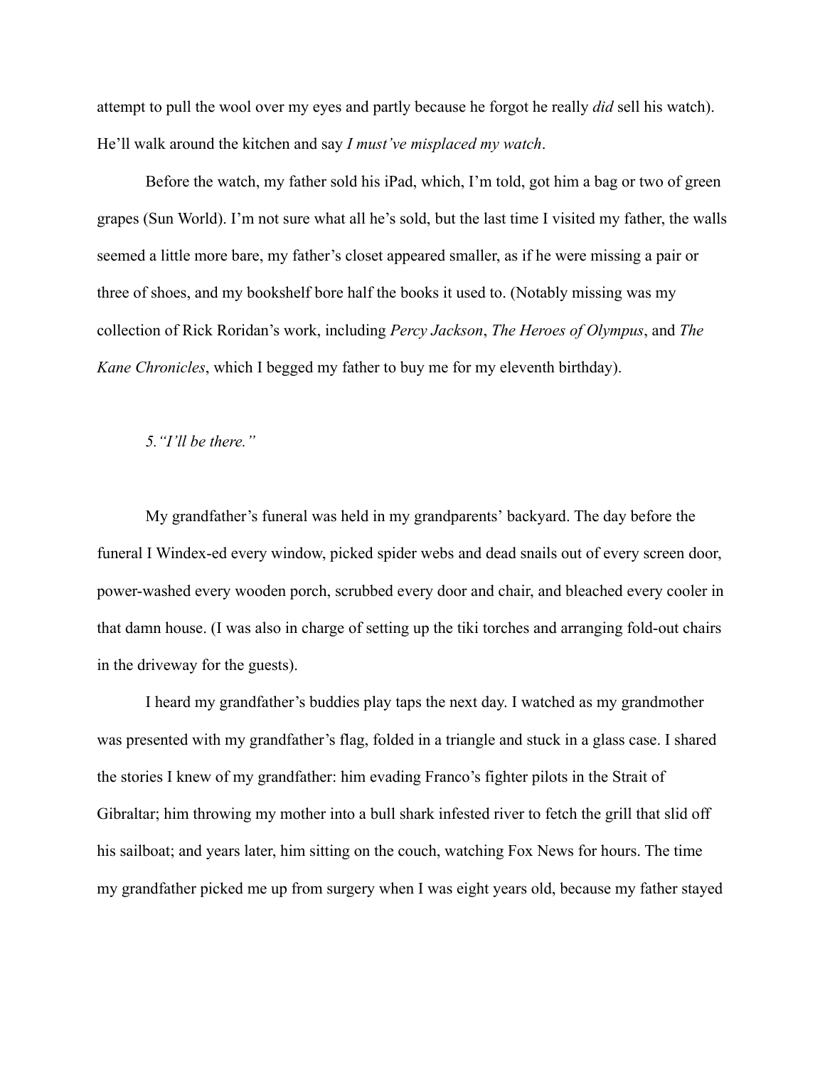attempt to pull the wool over my eyes and partly because he forgot he really *did* sell his watch). He'll walk around the kitchen and say *I must've misplaced my watch*.

Before the watch, my father sold his iPad, which, I'm told, got him a bag or two of green grapes (Sun World). I'm not sure what all he's sold, but the last time I visited my father, the walls seemed a little more bare, my father's closet appeared smaller, as if he were missing a pair or three of shoes, and my bookshelf bore half the books it used to. (Notably missing was my collection of Rick Roridan's work, including *Percy Jackson*, *The Heroes of Olympus*, and *The Kane Chronicles*, which I begged my father to buy me for my eleventh birthday).

*5."I'll be there."*

My grandfather's funeral was held in my grandparents' backyard. The day before the funeral I Windex-ed every window, picked spider webs and dead snails out of every screen door, power-washed every wooden porch, scrubbed every door and chair, and bleached every cooler in that damn house. (I was also in charge of setting up the tiki torches and arranging fold-out chairs in the driveway for the guests).

I heard my grandfather's buddies play taps the next day. I watched as my grandmother was presented with my grandfather's flag, folded in a triangle and stuck in a glass case. I shared the stories I knew of my grandfather: him evading Franco's fighter pilots in the Strait of Gibraltar; him throwing my mother into a bull shark infested river to fetch the grill that slid off his sailboat; and years later, him sitting on the couch, watching Fox News for hours. The time my grandfather picked me up from surgery when I was eight years old, because my father stayed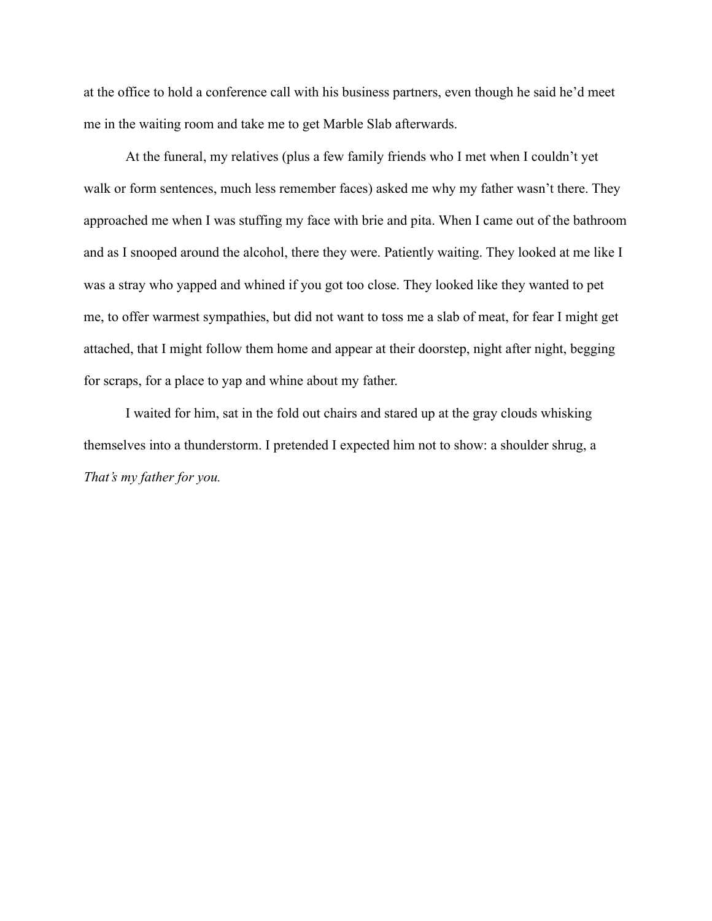at the office to hold a conference call with his business partners, even though he said he'd meet me in the waiting room and take me to get Marble Slab afterwards.

At the funeral, my relatives (plus a few family friends who I met when I couldn't yet walk or form sentences, much less remember faces) asked me why my father wasn't there. They approached me when I was stuffing my face with brie and pita. When I came out of the bathroom and as I snooped around the alcohol, there they were. Patiently waiting. They looked at me like I was a stray who yapped and whined if you got too close. They looked like they wanted to pet me, to offer warmest sympathies, but did not want to toss me a slab of meat, for fear I might get attached, that I might follow them home and appear at their doorstep, night after night, begging for scraps, for a place to yap and whine about my father.

I waited for him, sat in the fold out chairs and stared up at the gray clouds whisking themselves into a thunderstorm. I pretended I expected him not to show: a shoulder shrug, a *That's my father for you.*